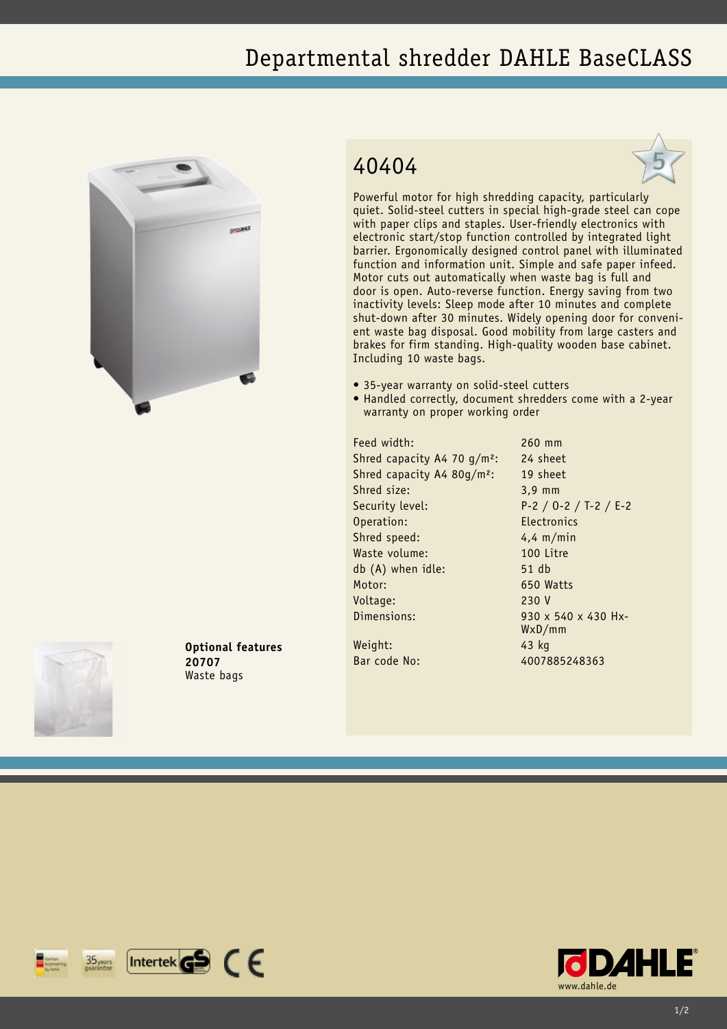# Departmental shredder DAHLE BaseCLASS

## 40404

Powerful motor for high shredding capacity, particularly quiet. Solid-steel cutters in special high-grade steel can cope with paper clips and staples. User-friendly electronics with electronic start/stop function controlled by integrated light barrier. Ergonomically designed control panel with illuminated function and information unit. Simple and safe paper infeed. Motor cuts out automatically when waste bag is full and door is open. Auto-reverse function. Energy saving from two inactivity levels: Sleep mode after 10 minutes and complete shut-down after 30 minutes. Widely opening door for convenient waste bag disposal. Good mobility from large casters and brakes for firm standing. High-quality wooden base cabinet. Including 10 waste bags.

- 35-year warranty on solid-steel cutters
- Handled correctly, document shredders come with a 2-year warranty on proper working order

| | |
|---|---|
| Feed width: | 260 mm |
| Shred capacity A4 70 g/m²: | 24 sheet |
| Shred capacity A4 80g/m²: | 19 sheet |
| Shred size: | 3,9 mm |
| Security level: | P-2 / O-2 / T-2 / E-2 |
| Operation: | Electronics |
| Shred speed: | 4,4 m/min |
| Waste volume: | 100 Litre |
| db (A) when idle: | 51 db |
| Motor: | 650 Watts |
| Voltage: | 230 V |
| Dimensions: | 930 x 540 x 430 HxWxD/mm |
| Weight: | 43 kg |
| Bar code No: | 4007885248363 |

**Optional features**
**20707**
Waste bags

www.dahle.de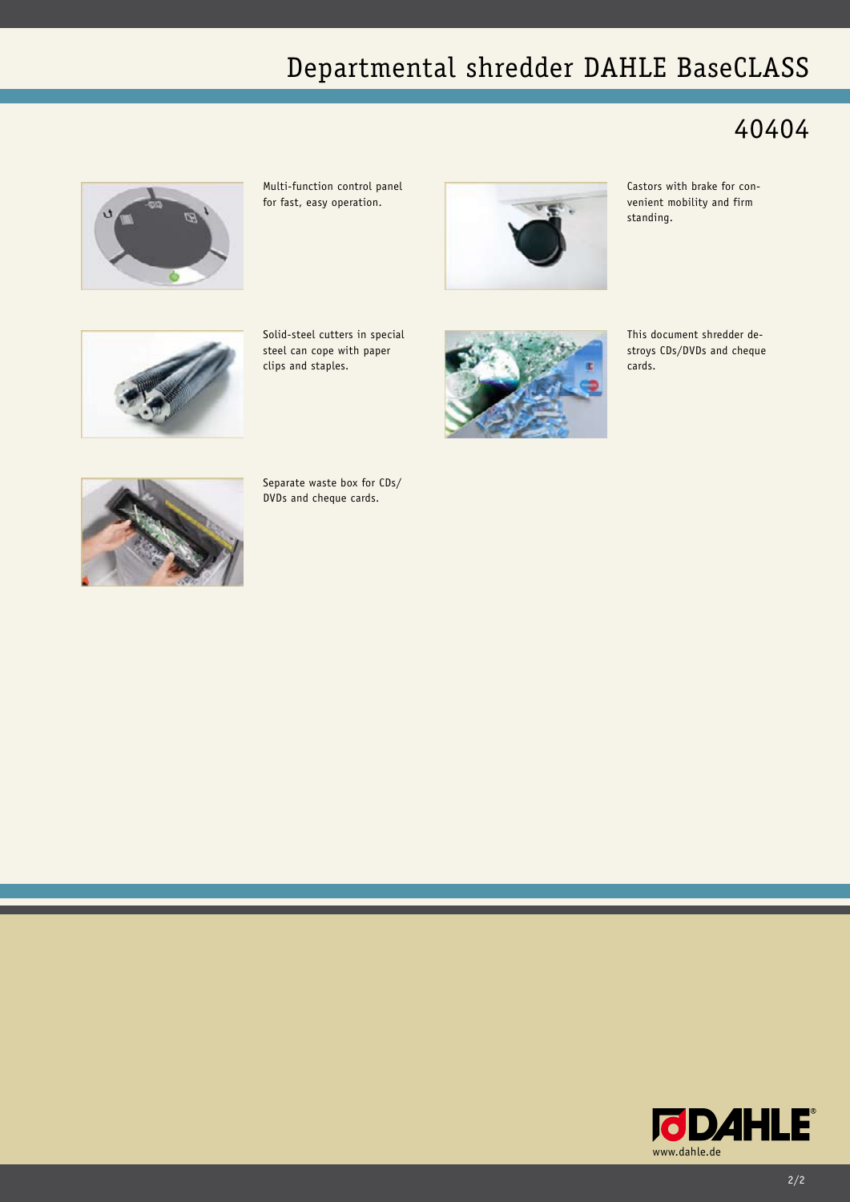# Departmental shredder DAHLE BaseCLASS

## 40404

Multi-function control panel for fast, easy operation.

Castors with brake for convenient mobility and firm standing.

Solid-steel cutters in special steel can cope with paper clips and staples.

This document shredder destroys CDs/DVDs and cheque cards.

Separate waste box for CDs/DVDs and cheque cards.

DAHLE

www.dahle.de